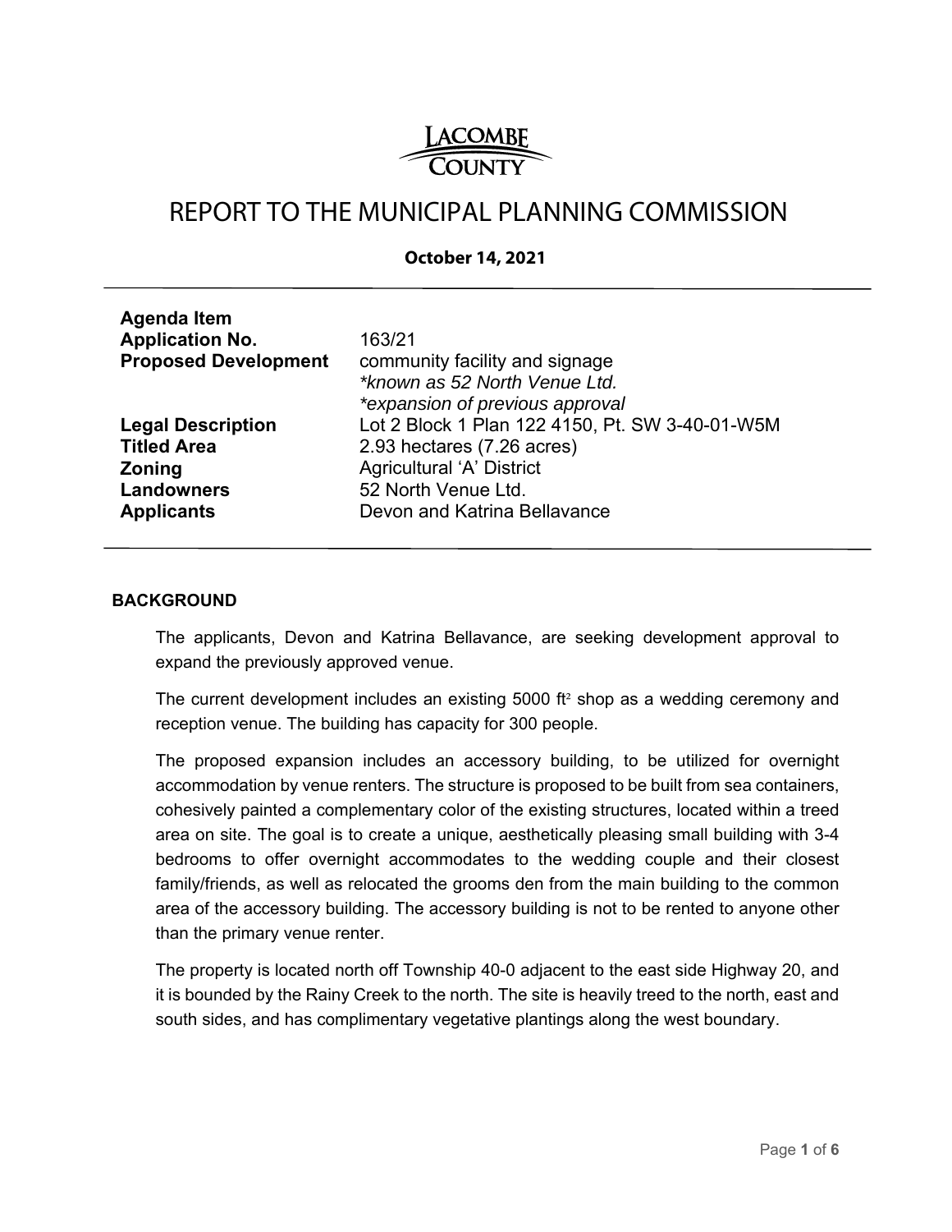LACOMBE COUNTY

# REPORT TO THE MUNICIPAL PLANNING COMMISSION

**October 14, 2021**

| | |
|---|---|
| **Agenda Item** | |
| **Application No.** | 163/21 |
| **Proposed Development** | community facility and signage<br>*\*known as 52 North Venue Ltd.*<br>*\*expansion of previous approval* |
| **Legal Description** | Lot 2 Block 1 Plan 122 4150, Pt. SW 3-40-01-W5M |
| **Titled Area** | 2.93 hectares (7.26 acres) |
| **Zoning** | Agricultural 'A' District |
| **Landowners** | 52 North Venue Ltd. |
| **Applicants** | Devon and Katrina Bellavance |

## BACKGROUND

The applicants, Devon and Katrina Bellavance, are seeking development approval to expand the previously approved venue.

The current development includes an existing 5000 ft² shop as a wedding ceremony and reception venue. The building has capacity for 300 people.

The proposed expansion includes an accessory building, to be utilized for overnight accommodation by venue renters. The structure is proposed to be built from sea containers, cohesively painted a complementary color of the existing structures, located within a treed area on site. The goal is to create a unique, aesthetically pleasing small building with 3-4 bedrooms to offer overnight accommodates to the wedding couple and their closest family/friends, as well as relocated the grooms den from the main building to the common area of the accessory building. The accessory building is not to be rented to anyone other than the primary venue renter.

The property is located north off Township 40-0 adjacent to the east side Highway 20, and it is bounded by the Rainy Creek to the north. The site is heavily treed to the north, east and south sides, and has complimentary vegetative plantings along the west boundary.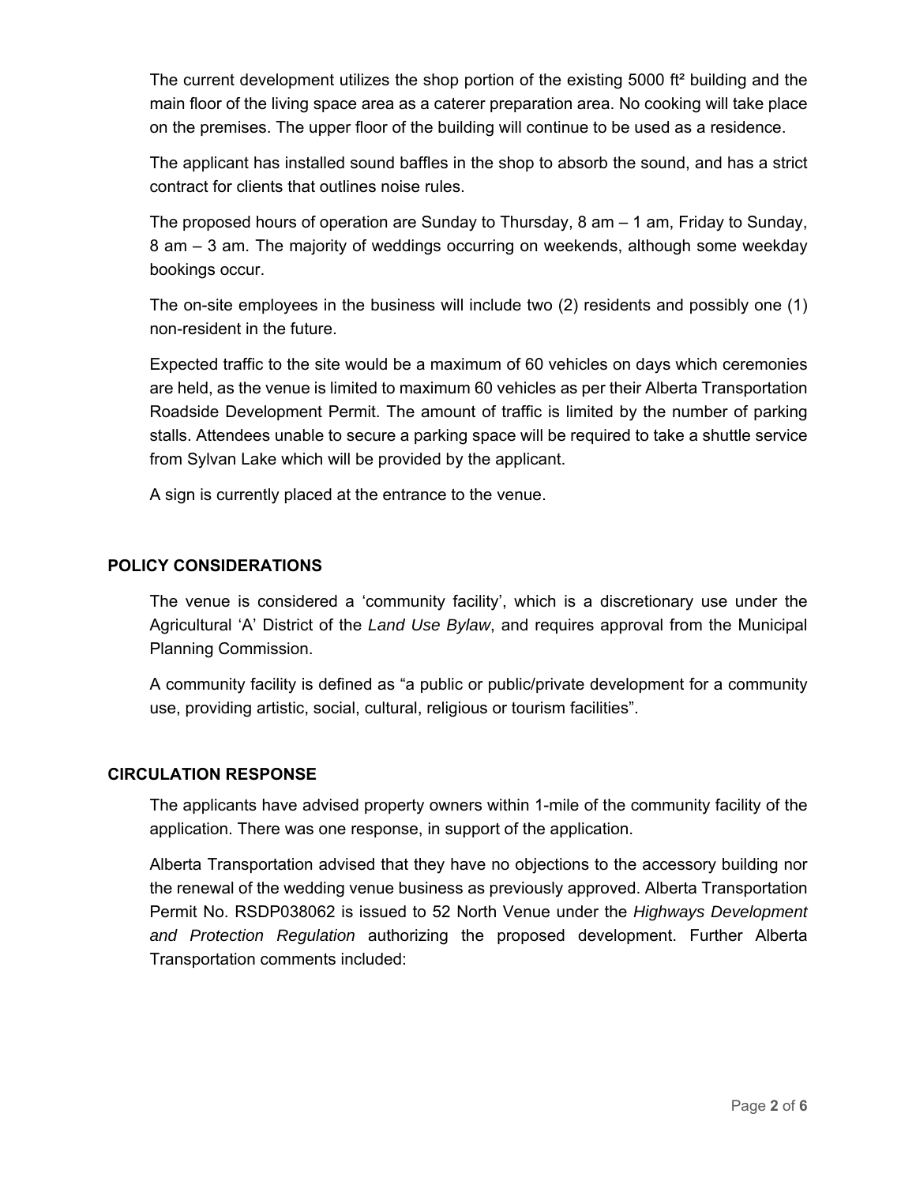The current development utilizes the shop portion of the existing 5000 ft² building and the main floor of the living space area as a caterer preparation area. No cooking will take place on the premises. The upper floor of the building will continue to be used as a residence.

The applicant has installed sound baffles in the shop to absorb the sound, and has a strict contract for clients that outlines noise rules.

The proposed hours of operation are Sunday to Thursday, 8 am – 1 am, Friday to Sunday, 8 am – 3 am. The majority of weddings occurring on weekends, although some weekday bookings occur.

The on-site employees in the business will include two (2) residents and possibly one (1) non-resident in the future.

Expected traffic to the site would be a maximum of 60 vehicles on days which ceremonies are held, as the venue is limited to maximum 60 vehicles as per their Alberta Transportation Roadside Development Permit. The amount of traffic is limited by the number of parking stalls. Attendees unable to secure a parking space will be required to take a shuttle service from Sylvan Lake which will be provided by the applicant.

A sign is currently placed at the entrance to the venue.

## POLICY CONSIDERATIONS

The venue is considered a 'community facility', which is a discretionary use under the Agricultural 'A' District of the *Land Use Bylaw*, and requires approval from the Municipal Planning Commission.

A community facility is defined as "a public or public/private development for a community use, providing artistic, social, cultural, religious or tourism facilities".

## CIRCULATION RESPONSE

The applicants have advised property owners within 1-mile of the community facility of the application. There was one response, in support of the application.

Alberta Transportation advised that they have no objections to the accessory building nor the renewal of the wedding venue business as previously approved. Alberta Transportation Permit No. RSDP038062 is issued to 52 North Venue under the *Highways Development and Protection Regulation* authorizing the proposed development. Further Alberta Transportation comments included: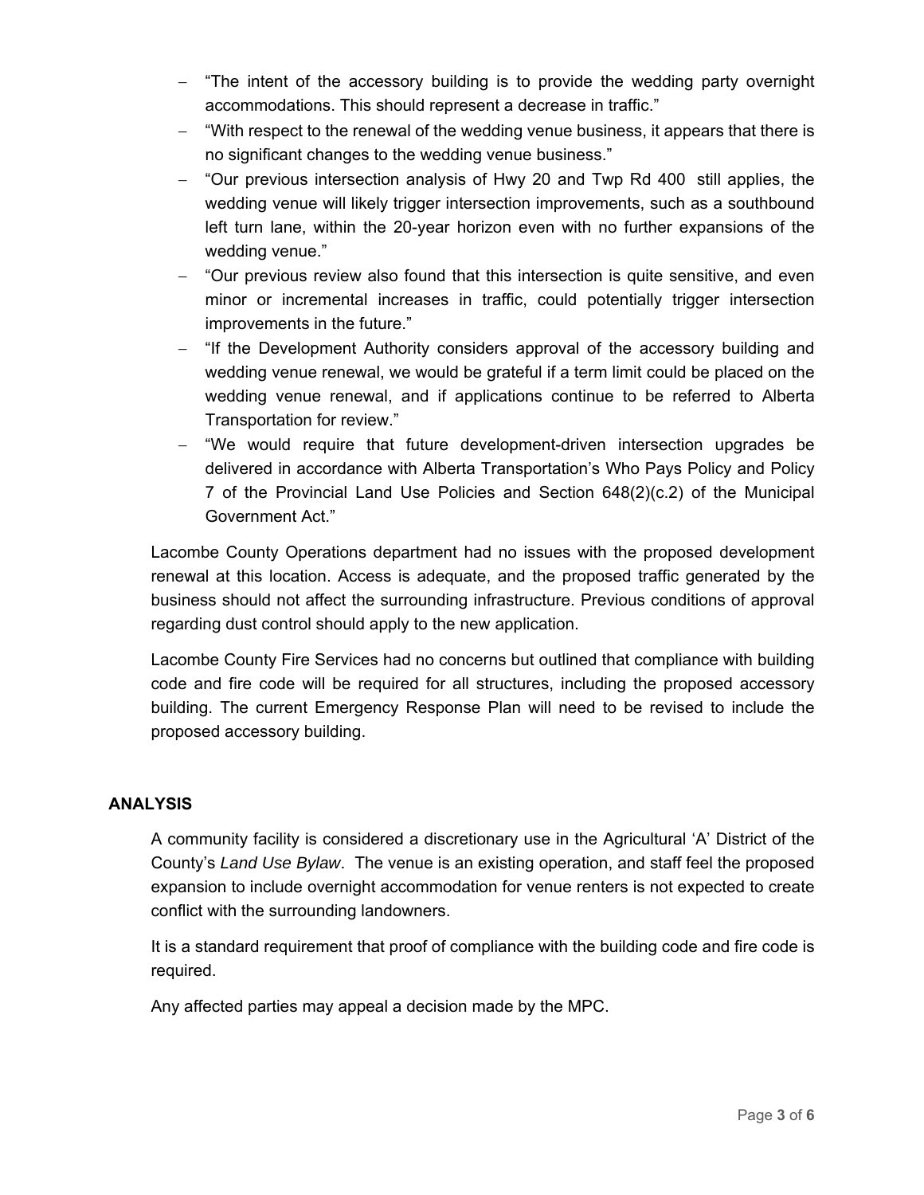- "The intent of the accessory building is to provide the wedding party overnight accommodations. This should represent a decrease in traffic."
- "With respect to the renewal of the wedding venue business, it appears that there is no significant changes to the wedding venue business."
- "Our previous intersection analysis of Hwy 20 and Twp Rd 400 still applies, the wedding venue will likely trigger intersection improvements, such as a southbound left turn lane, within the 20-year horizon even with no further expansions of the wedding venue."
- "Our previous review also found that this intersection is quite sensitive, and even minor or incremental increases in traffic, could potentially trigger intersection improvements in the future."
- "If the Development Authority considers approval of the accessory building and wedding venue renewal, we would be grateful if a term limit could be placed on the wedding venue renewal, and if applications continue to be referred to Alberta Transportation for review."
- "We would require that future development-driven intersection upgrades be delivered in accordance with Alberta Transportation's Who Pays Policy and Policy 7 of the Provincial Land Use Policies and Section 648(2)(c.2) of the Municipal Government Act."

Lacombe County Operations department had no issues with the proposed development renewal at this location. Access is adequate, and the proposed traffic generated by the business should not affect the surrounding infrastructure. Previous conditions of approval regarding dust control should apply to the new application.

Lacombe County Fire Services had no concerns but outlined that compliance with building code and fire code will be required for all structures, including the proposed accessory building. The current Emergency Response Plan will need to be revised to include the proposed accessory building.

## ANALYSIS

A community facility is considered a discretionary use in the Agricultural 'A' District of the County's *Land Use Bylaw*. The venue is an existing operation, and staff feel the proposed expansion to include overnight accommodation for venue renters is not expected to create conflict with the surrounding landowners.

It is a standard requirement that proof of compliance with the building code and fire code is required.

Any affected parties may appeal a decision made by the MPC.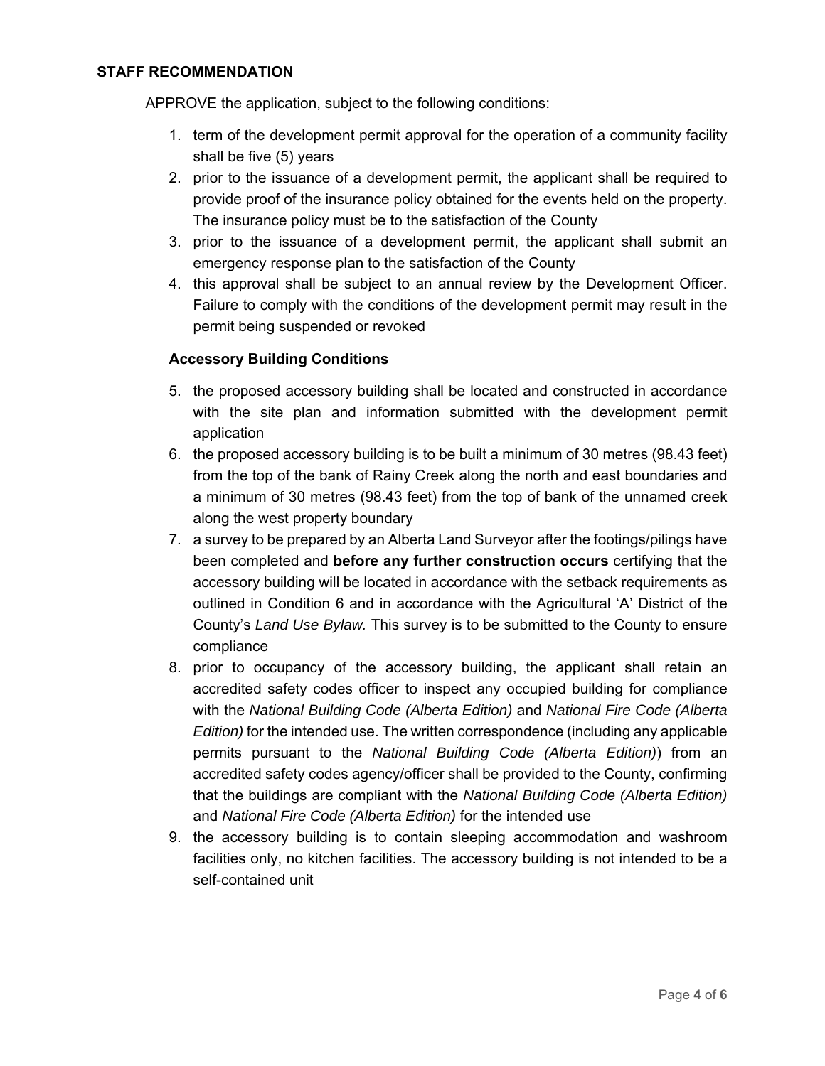**STAFF RECOMMENDATION**

APPROVE the application, subject to the following conditions:

1. term of the development permit approval for the operation of a community facility shall be five (5) years
2. prior to the issuance of a development permit, the applicant shall be required to provide proof of the insurance policy obtained for the events held on the property. The insurance policy must be to the satisfaction of the County
3. prior to the issuance of a development permit, the applicant shall submit an emergency response plan to the satisfaction of the County
4. this approval shall be subject to an annual review by the Development Officer. Failure to comply with the conditions of the development permit may result in the permit being suspended or revoked

**Accessory Building Conditions**

5. the proposed accessory building shall be located and constructed in accordance with the site plan and information submitted with the development permit application
6. the proposed accessory building is to be built a minimum of 30 metres (98.43 feet) from the top of the bank of Rainy Creek along the north and east boundaries and a minimum of 30 metres (98.43 feet) from the top of bank of the unnamed creek along the west property boundary
7. a survey to be prepared by an Alberta Land Surveyor after the footings/pilings have been completed and **before any further construction occurs** certifying that the accessory building will be located in accordance with the setback requirements as outlined in Condition 6 and in accordance with the Agricultural 'A' District of the County's *Land Use Bylaw.* This survey is to be submitted to the County to ensure compliance
8. prior to occupancy of the accessory building, the applicant shall retain an accredited safety codes officer to inspect any occupied building for compliance with the *National Building Code (Alberta Edition)* and *National Fire Code (Alberta Edition)* for the intended use. The written correspondence (including any applicable permits pursuant to the *National Building Code (Alberta Edition)*) from an accredited safety codes agency/officer shall be provided to the County, confirming that the buildings are compliant with the *National Building Code (Alberta Edition)* and *National Fire Code (Alberta Edition)* for the intended use
9. the accessory building is to contain sleeping accommodation and washroom facilities only, no kitchen facilities. The accessory building is not intended to be a self-contained unit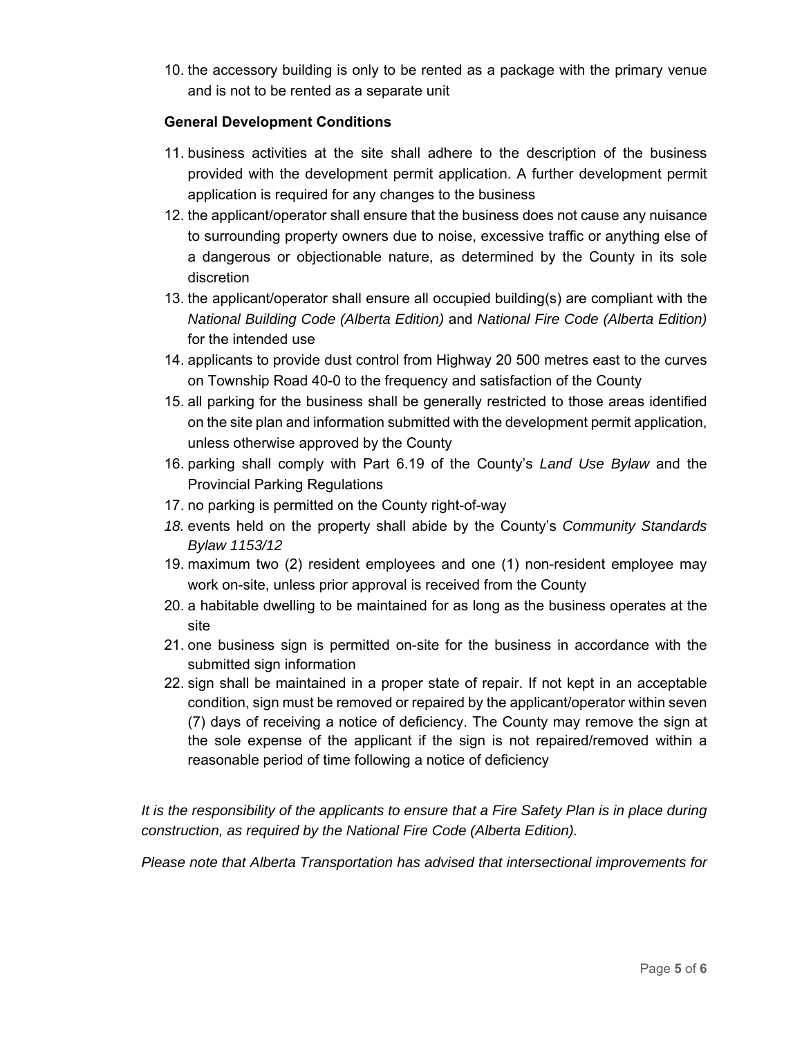10. the accessory building is only to be rented as a package with the primary venue and is not to be rented as a separate unit

**General Development Conditions**

11. business activities at the site shall adhere to the description of the business provided with the development permit application. A further development permit application is required for any changes to the business
12. the applicant/operator shall ensure that the business does not cause any nuisance to surrounding property owners due to noise, excessive traffic or anything else of a dangerous or objectionable nature, as determined by the County in its sole discretion
13. the applicant/operator shall ensure all occupied building(s) are compliant with the *National Building Code (Alberta Edition)* and *National Fire Code (Alberta Edition)* for the intended use
14. applicants to provide dust control from Highway 20 500 metres east to the curves on Township Road 40-0 to the frequency and satisfaction of the County
15. all parking for the business shall be generally restricted to those areas identified on the site plan and information submitted with the development permit application, unless otherwise approved by the County
16. parking shall comply with Part 6.19 of the County's *Land Use Bylaw* and the Provincial Parking Regulations
17. no parking is permitted on the County right-of-way
18. events held on the property shall abide by the County's *Community Standards Bylaw 1153/12*
19. maximum two (2) resident employees and one (1) non-resident employee may work on-site, unless prior approval is received from the County
20. a habitable dwelling to be maintained for as long as the business operates at the site
21. one business sign is permitted on-site for the business in accordance with the submitted sign information
22. sign shall be maintained in a proper state of repair. If not kept in an acceptable condition, sign must be removed or repaired by the applicant/operator within seven (7) days of receiving a notice of deficiency. The County may remove the sign at the sole expense of the applicant if the sign is not repaired/removed within a reasonable period of time following a notice of deficiency

*It is the responsibility of the applicants to ensure that a Fire Safety Plan is in place during construction, as required by the National Fire Code (Alberta Edition).*

*Please note that Alberta Transportation has advised that intersectional improvements for*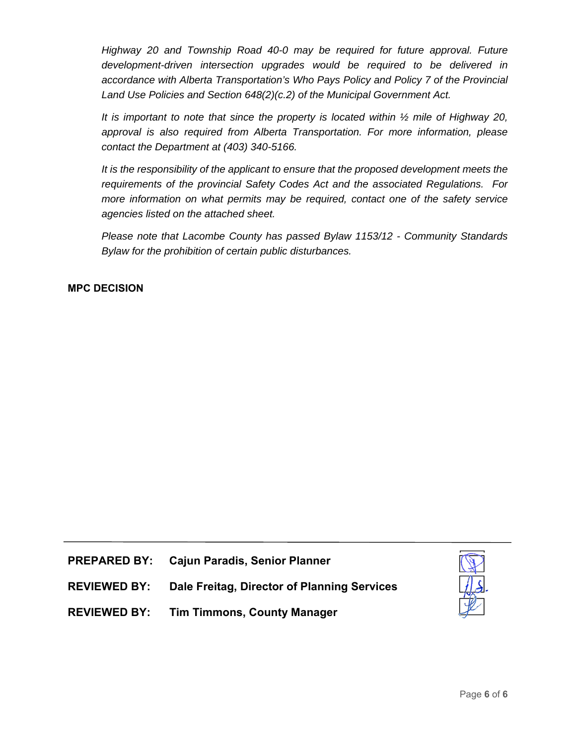*Highway 20 and Township Road 40-0 may be required for future approval. Future development-driven intersection upgrades would be required to be delivered in accordance with Alberta Transportation's Who Pays Policy and Policy 7 of the Provincial Land Use Policies and Section 648(2)(c.2) of the Municipal Government Act.*

*It is important to note that since the property is located within ½ mile of Highway 20, approval is also required from Alberta Transportation. For more information, please contact the Department at (403) 340-5166.*

*It is the responsibility of the applicant to ensure that the proposed development meets the requirements of the provincial Safety Codes Act and the associated Regulations. For more information on what permits may be required, contact one of the safety service agencies listed on the attached sheet.*

*Please note that Lacombe County has passed Bylaw 1153/12 - Community Standards Bylaw for the prohibition of certain public disturbances.*

**MPC DECISION**

---

**PREPARED BY:** **Cajun Paradis, Senior Planner**

**REVIEWED BY:** **Dale Freitag, Director of Planning Services**

**REVIEWED BY:** **Tim Timmons, County Manager**